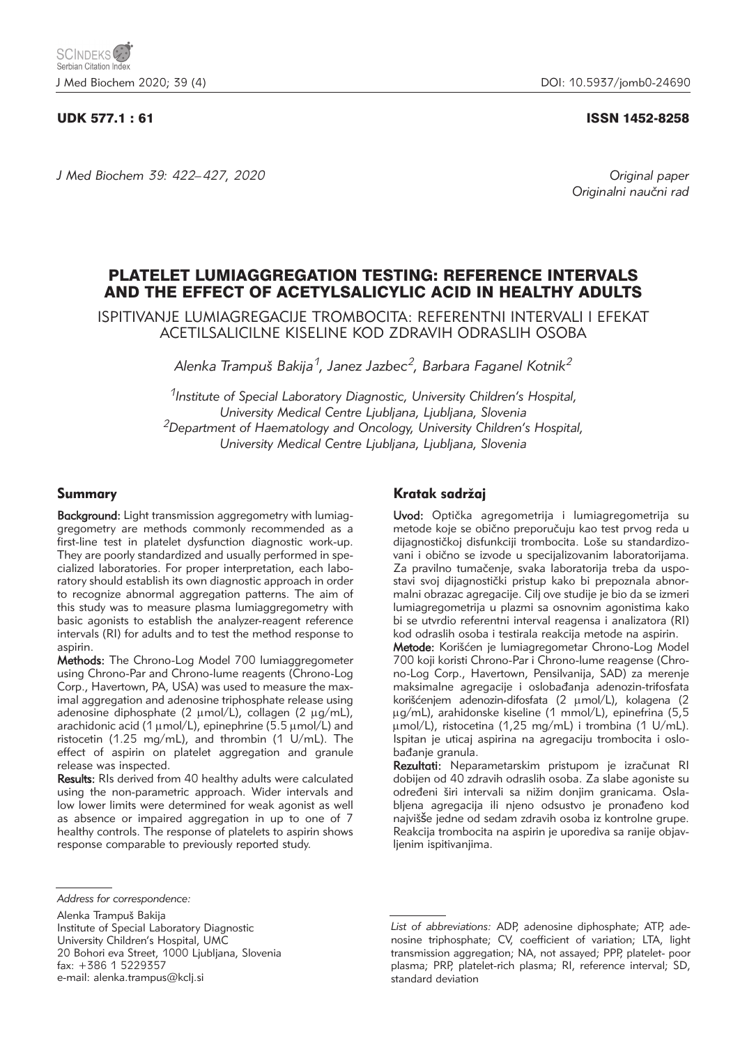UDK 577.1 : 61

ISSN 1452-8258

*Original paper*
*Originalni naučni rad*

# PLATELET LUMIAGGREGATION TESTING: REFERENCE INTERVALS AND THE EFFECT OF ACETYLSALICYLIC ACID IN HEALTHY ADULTS

## ISPITIVANJE LUMIAGREGACIJE TROMBOCITA: REFERENTNI INTERVALI I EFEKAT ACETILSALICILNE KISELINE KOD ZDRAVIH ODRASLIH OSOBA

*Alenka Trampuš Bakija[1], Janez Jazbec[2], Barbara Faganel Kotnik[2]*

[1]*Institute of Special Laboratory Diagnostic, University Children's Hospital, University Medical Centre Ljubljana, Ljubljana, Slovenia*
[2]*Department of Haematology and Oncology, University Children's Hospital, University Medical Centre Ljubljana, Ljubljana, Slovenia*

### Summary

**Background:** Light transmission aggregometry with lumiaggregometry are methods commonly recommended as a first-line test in platelet dysfunction diagnostic work-up. They are poorly standardized and usually performed in specialized laboratories. For proper interpretation, each laboratory should establish its own diagnostic approach in order to recognize abnormal aggregation patterns. The aim of this study was to measure plasma lumiaggregometry with basic agonists to establish the analyzer-reagent reference intervals (RI) for adults and to test the method response to aspirin.

**Methods:** The Chrono-Log Model 700 lumiaggregometer using Chrono-Par and Chrono-lume reagents (Chrono-Log Corp., Havertown, PA, USA) was used to measure the maximal aggregation and adenosine triphosphate release using adenosine diphosphate (2 μmol/L), collagen (2 μg/mL), arachidonic acid (1 μmol/L), epinephrine (5.5 μmol/L) and ristocetin (1.25 mg/mL), and thrombin (1 U/mL). The effect of aspirin on platelet aggregation and granule release was inspected.

**Results:** RIs derived from 40 healthy adults were calculated using the non-parametric approach. Wider intervals and low lower limits were determined for weak agonist as well as absence or impaired aggregation in up to one of 7 healthy controls. The response of platelets to aspirin shows response comparable to previously reported study.

### Kratak sadržaj

**Uvod:** Optička agregometrija i lumiagregometrija su metode koje se obično preporučuju kao test prvog reda u dijagnostičkoj disfunkciji trombocita. Loše su standardizovani i obično se izvode u specijalizovanim laboratorijama. Za pravilno tumačenje, svaka laboratorija treba da uspostavi svoj dijagnostički pristup kako bi prepoznala abnormalni obrazac agregacije. Cilj ove studije je bio da se izmeri lumiagregometrija u plazmi sa osnovnim agonistima kako bi se utvrdio referentni interval reagensa i analizatora (RI) kod odraslih osoba i testirala reakcija metode na aspirin.

**Metode:** Korišćen je lumiagregometar Chrono-Log Model 700 koji koristi Chrono-Par i Chrono-lume reagense (Chrono-Log Corp., Havertown, Pensilvanija, SAD) za merenje maksimalne agregacije i oslobađanja adenozin-trifosfata korišćenjem adenozin-difosfata (2 μmol/L), kolagena (2 μg/mL), arahidonske kiseline (1 mmol/L), epinefrina (5,5 μmol/L), ristocetina (1,25 mg/mL) i trombina (1 U/mL). Ispitan je uticaj aspirina na agregaciju trombocita i oslobađanje granula.

**Rezultati:** Neparametarskim pristupom je izračunat RI dobijen od 40 zdravih odraslih osoba. Za slabe agoniste su određeni širi intervali sa nižim donjim granicama. Oslabljena agregacija ili njeno odsustvo je pronađeno kod najvišše jedne od sedam zdravih osoba iz kontrolne grupe. Reakcija trombocita na aspirin je uporediva sa ranije objavljenim ispitivanjima.

---

*Address for correspondence:*

Alenka Trampuš Bakija
Institute of Special Laboratory Diagnostic
University Children's Hospital, UMC
20 Bohori eva Street, 1000 Ljubljana, Slovenia
fax: +386 1 5229357
e-mail: alenka.trampus@kclj.si

*List of abbreviations:* ADP, adenosine diphosphate; ATP, adenosine triphosphate; CV, coefficient of variation; LTA, light transmission aggregation; NA, not assayed; PPP, platelet- poor plasma; PRP, platelet-rich plasma; RI, reference interval; SD, standard deviation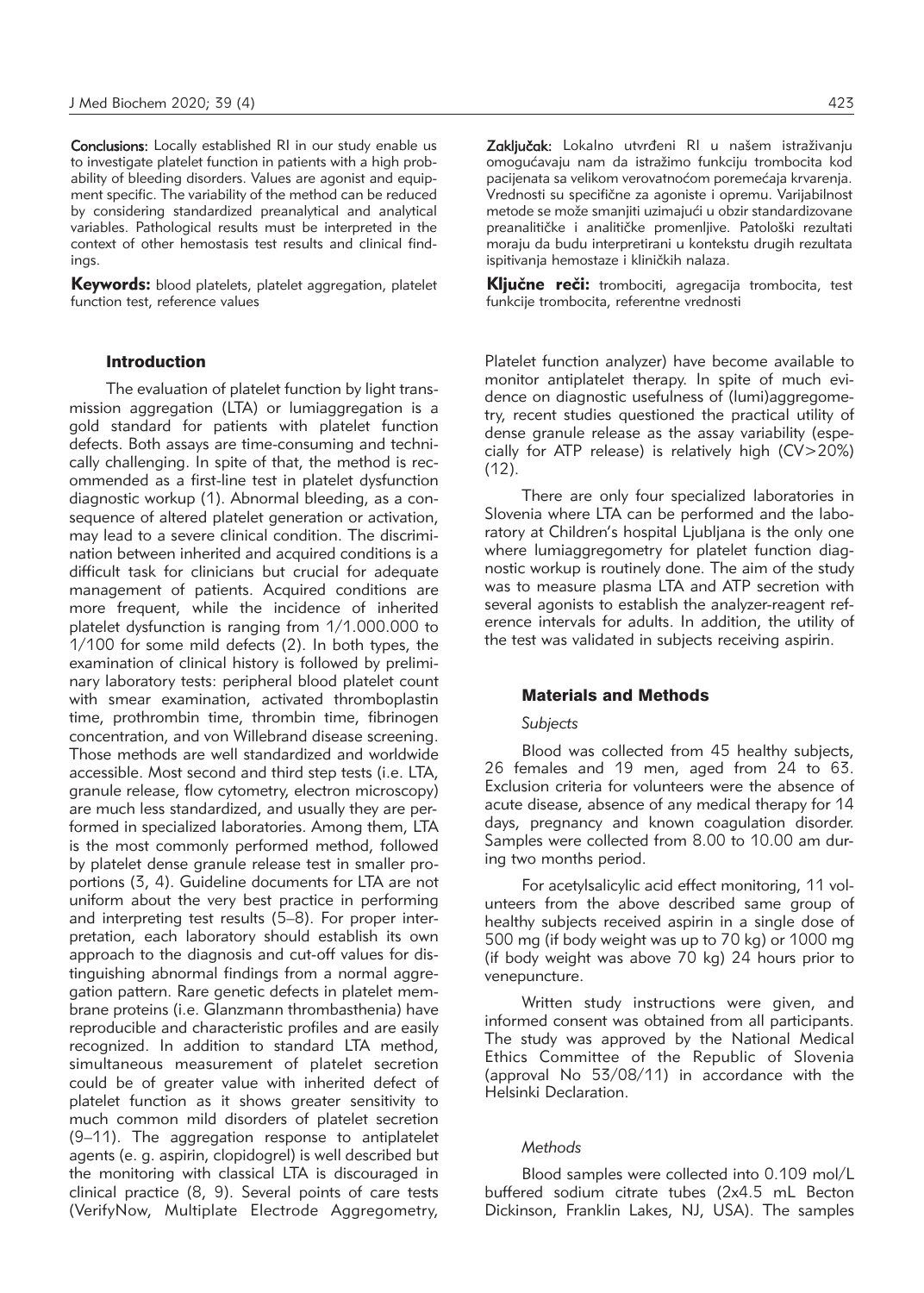**Conclusions:** Locally established RI in our study enable us to investigate platelet function in patients with a high probability of bleeding disorders. Values are agonist and equipment specific. The variability of the method can be reduced by considering standardized preanalytical and analytical variables. Pathological results must be interpreted in the context of other hemostasis test results and clinical findings.

**Keywords:** blood platelets, platelet aggregation, platelet function test, reference values

**Zaključak:** Lokalno utvrđeni RI u našem istraživanju omogućavaju nam da istražimo funkciju trombocita kod pacijenata sa velikom verovatnoćom poremećaja krvarenja. Vrednosti su specifične za agoniste i opremu. Varijabilnost metode se može smanjiti uzimajući u obzir standardizovane preanalitičke i analitičke promenljive. Patološki rezultati moraju da budu interpretirani u kontekstu drugih rezultata ispitivanja hemostaze i kliničkih nalaza.

**Ključne reči:** trombociti, agregacija trombocita, test funkcije trombocita, referentne vrednosti

## Introduction

The evaluation of platelet function by light transmission aggregation (LTA) or lumiaggregation is a gold standard for patients with platelet function defects. Both assays are time-consuming and technically challenging. In spite of that, the method is recommended as a first-line test in platelet dysfunction diagnostic workup (1). Abnormal bleeding, as a consequence of altered platelet generation or activation, may lead to a severe clinical condition. The discrimination between inherited and acquired conditions is a difficult task for clinicians but crucial for adequate management of patients. Acquired conditions are more frequent, while the incidence of inherited platelet dysfunction is ranging from 1/1.000.000 to 1/100 for some mild defects (2). In both types, the examination of clinical history is followed by preliminary laboratory tests: peripheral blood platelet count with smear examination, activated thromboplastin time, prothrombin time, thrombin time, fibrinogen concentration, and von Willebrand disease screening. Those methods are well standardized and worldwide accessible. Most second and third step tests (i.e. LTA, granule release, flow cytometry, electron microscopy) are much less standardized, and usually they are performed in specialized laboratories. Among them, LTA is the most commonly performed method, followed by platelet dense granule release test in smaller proportions (3, 4). Guideline documents for LTA are not uniform about the very best practice in performing and interpreting test results (5–8). For proper interpretation, each laboratory should establish its own approach to the diagnosis and cut-off values for distinguishing abnormal findings from a normal aggregation pattern. Rare genetic defects in platelet membrane proteins (i.e. Glanzmann thrombasthenia) have reproducible and characteristic profiles and are easily recognized. In addition to standard LTA method, simultaneous measurement of platelet secretion could be of greater value with inherited defect of platelet function as it shows greater sensitivity to much common mild disorders of platelet secretion (9–11). The aggregation response to antiplatelet agents (e. g. aspirin, clopidogrel) is well described but the monitoring with classical LTA is discouraged in clinical practice (8, 9). Several points of care tests (VerifyNow, Multiplate Electrode Aggregometry, Platelet function analyzer) have become available to monitor antiplatelet therapy. In spite of much evidence on diagnostic usefulness of (lumi)aggregometry, recent studies questioned the practical utility of dense granule release as the assay variability (especially for ATP release) is relatively high (CV>20%) (12).

There are only four specialized laboratories in Slovenia where LTA can be performed and the laboratory at Children's hospital Ljubljana is the only one where lumiaggregometry for platelet function diagnostic workup is routinely done. The aim of the study was to measure plasma LTA and ATP secretion with several agonists to establish the analyzer-reagent reference intervals for adults. In addition, the utility of the test was validated in subjects receiving aspirin.

## Materials and Methods

### *Subjects*

Blood was collected from 45 healthy subjects, 26 females and 19 men, aged from 24 to 63. Exclusion criteria for volunteers were the absence of acute disease, absence of any medical therapy for 14 days, pregnancy and known coagulation disorder. Samples were collected from 8.00 to 10.00 am during two months period.

For acetylsalicylic acid effect monitoring, 11 volunteers from the above described same group of healthy subjects received aspirin in a single dose of 500 mg (if body weight was up to 70 kg) or 1000 mg (if body weight was above 70 kg) 24 hours prior to venepuncture.

Written study instructions were given, and informed consent was obtained from all participants. The study was approved by the National Medical Ethics Committee of the Republic of Slovenia (approval No 53/08/11) in accordance with the Helsinki Declaration.

### *Methods*

Blood samples were collected into 0.109 mol/L buffered sodium citrate tubes (2x4.5 mL Becton Dickinson, Franklin Lakes, NJ, USA). The samples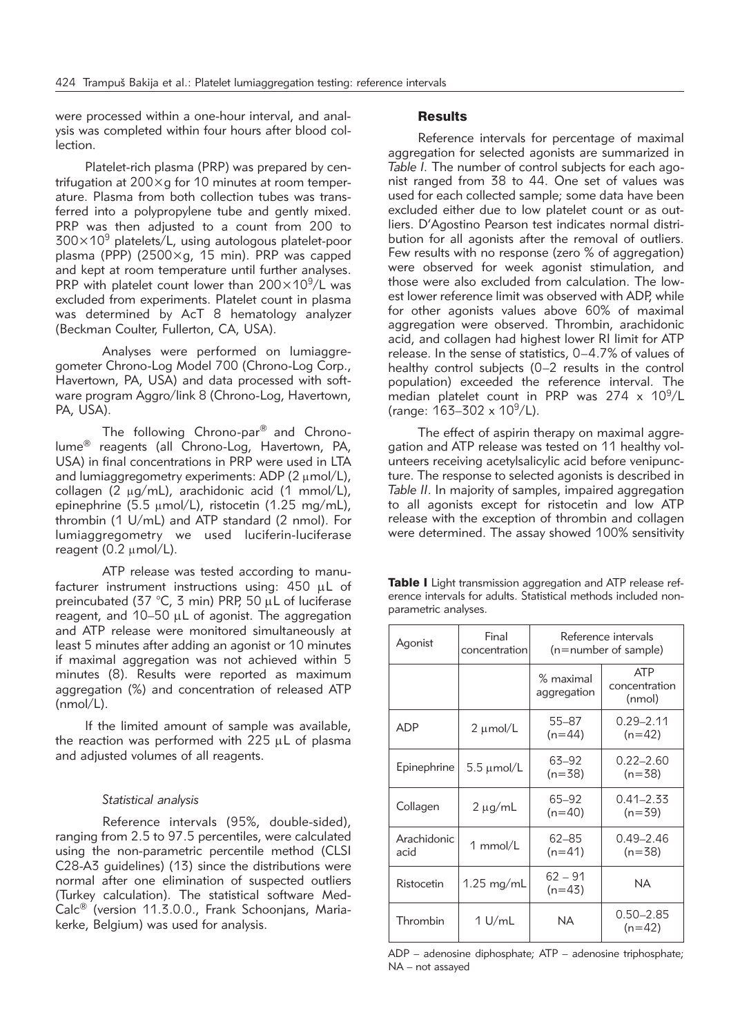were processed within a one-hour interval, and analysis was completed within four hours after blood collection.

Platelet-rich plasma (PRP) was prepared by centrifugation at 200×g for 10 minutes at room temperature. Plasma from both collection tubes was transferred into a polypropylene tube and gently mixed. PRP was then adjusted to a count from 200 to $300 \times 10^9$ platelets/L, using autologous platelet-poor plasma (PPP) (2500×g, 15 min). PRP was capped and kept at room temperature until further analyses. PRP with platelet count lower than $200 \times 10^9$/L was excluded from experiments. Platelet count in plasma was determined by AcT 8 hematology analyzer (Beckman Coulter, Fullerton, CA, USA).

Analyses were performed on lumiaggregometer Chrono-Log Model 700 (Chrono-Log Corp., Havertown, PA, USA) and data processed with software program Aggro/link 8 (Chrono-Log, Havertown, PA, USA).

The following Chrono-par® and Chrono-lume® reagents (all Chrono-Log, Havertown, PA, USA) in final concentrations in PRP were used in LTA and lumiaggregometry experiments: ADP (2 μmol/L), collagen (2 μg/mL), arachidonic acid (1 mmol/L), epinephrine (5.5 μmol/L), ristocetin (1.25 mg/mL), thrombin (1 U/mL) and ATP standard (2 nmol). For lumiaggregometry we used luciferin-luciferase reagent (0.2 μmol/L).

ATP release was tested according to manufacturer instrument instructions using: 450 μL of preincubated (37 °C, 3 min) PRP, 50 μL of luciferase reagent, and 10–50 μL of agonist. The aggregation and ATP release were monitored simultaneously at least 5 minutes after adding an agonist or 10 minutes if maximal aggregation was not achieved within 5 minutes (8). Results were reported as maximum aggregation (%) and concentration of released ATP (nmol/L).

If the limited amount of sample was available, the reaction was performed with 225 μL of plasma and adjusted volumes of all reagents.

### *Statistical analysis*

Reference intervals (95%, double-sided), ranging from 2.5 to 97.5 percentiles, were calculated using the non-parametric percentile method (CLSI C28-A3 guidelines) (13) since the distributions were normal after one elimination of suspected outliers (Turkey calculation). The statistical software Med-Calc® (version 11.3.0.0., Frank Schoonjans, Mariakerke, Belgium) was used for analysis.

## Results

Reference intervals for percentage of maximal aggregation for selected agonists are summarized in *Table I*. The number of control subjects for each agonist ranged from 38 to 44. One set of values was used for each collected sample; some data have been excluded either due to low platelet count or as outliers. D'Agostino Pearson test indicates normal distribution for all agonists after the removal of outliers. Few results with no response (zero % of aggregation) were observed for week agonist stimulation, and those were also excluded from calculation. The lowest lower reference limit was observed with ADP, while for other agonists values above 60% of maximal aggregation were observed. Thrombin, arachidonic acid, and collagen had highest lower RI limit for ATP release. In the sense of statistics, 0–4.7% of values of healthy control subjects (0–2 results in the control population) exceeded the reference interval. The median platelet count in PRP was 274 x $10^9$/L (range: 163–302 x $10^9$/L).

The effect of aspirin therapy on maximal aggregation and ATP release was tested on 11 healthy volunteers receiving acetylsalicylic acid before venipuncture. The response to selected agonists is described in *Table II*. In majority of samples, impaired aggregation to all agonists except for ristocetin and low ATP release with the exception of thrombin and collagen were determined. The assay showed 100% sensitivity

**Table I** Light transmission aggregation and ATP release reference intervals for adults. Statistical methods included non-parametric analyses.

| Agonist | Final concentration | Reference intervals (n=number of sample) | |
|---|---|---|---|
| | | % maximal aggregation | ATP concentration (nmol) |
| ADP | 2 μmol/L | 55–87 (n=44) | 0.29–2.11 (n=42) |
| Epinephrine | 5.5 μmol/L | 63–92 (n=38) | 0.22–2.60 (n=38) |
| Collagen | 2 μg/mL | 65–92 (n=40) | 0.41–2.33 (n=39) |
| Arachidonic acid | 1 mmol/L | 62–85 (n=41) | 0.49–2.46 (n=38) |
| Ristocetin | 1.25 mg/mL | 62 – 91 (n=43) | NA |
| Thrombin | 1 U/mL | NA | 0.50–2.85 (n=42) |

ADP – adenosine diphosphate; ATP – adenosine triphosphate; NA – not assayed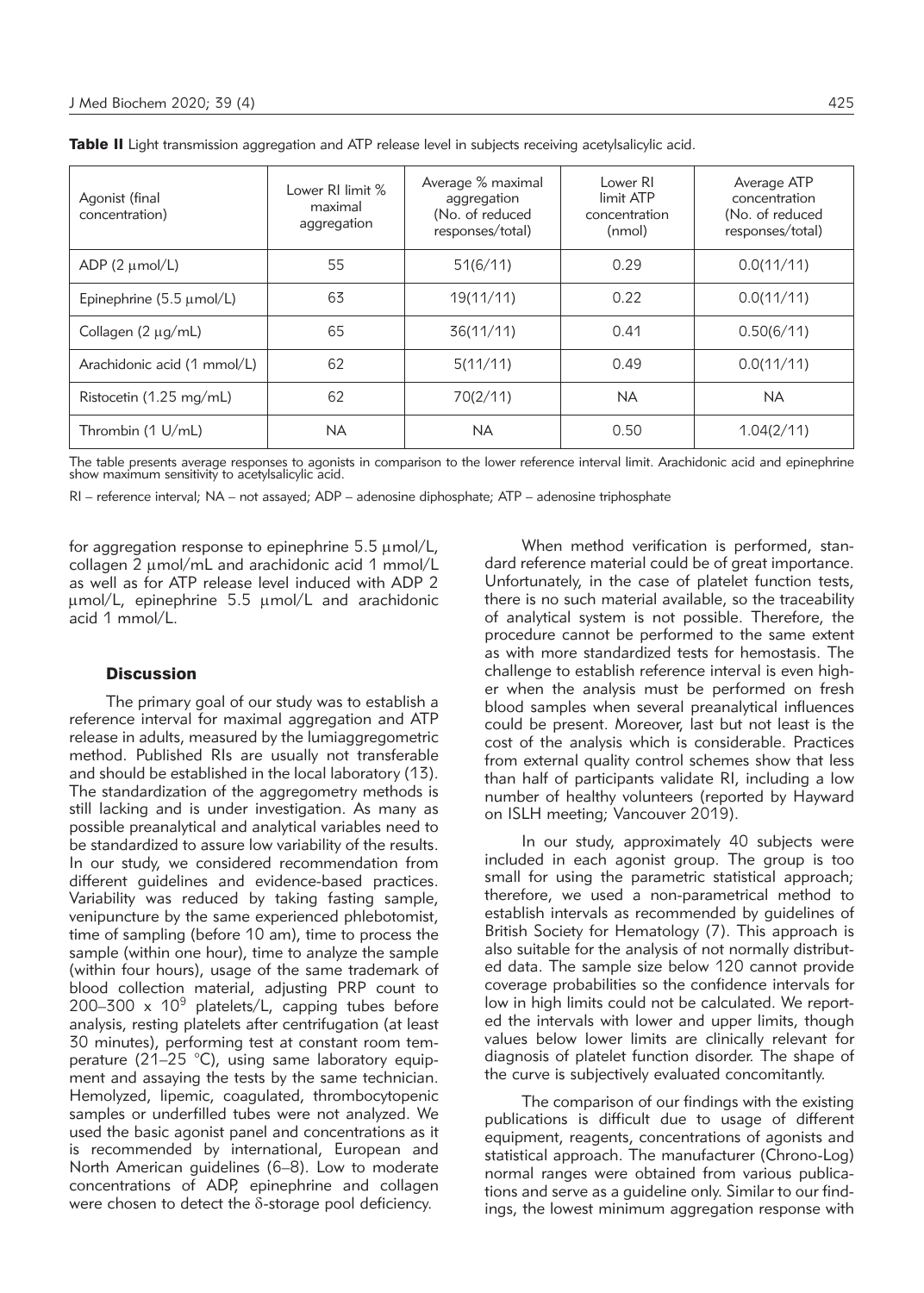**Table II** Light transmission aggregation and ATP release level in subjects receiving acetylsalicylic acid.

| Agonist (final concentration) | Lower RI limit % maximal aggregation | Average % maximal aggregation (No. of reduced responses/total) | Lower RI limit ATP concentration (nmol) | Average ATP concentration (No. of reduced responses/total) |
|---|---|---|---|---|
| ADP (2 μmol/L) | 55 | 51(6/11) | 0.29 | 0.0(11/11) |
| Epinephrine (5.5 μmol/L) | 63 | 19(11/11) | 0.22 | 0.0(11/11) |
| Collagen (2 μg/mL) | 65 | 36(11/11) | 0.41 | 0.50(6/11) |
| Arachidonic acid (1 mmol/L) | 62 | 5(11/11) | 0.49 | 0.0(11/11) |
| Ristocetin (1.25 mg/mL) | 62 | 70(2/11) | NA | NA |
| Thrombin (1 U/mL) | NA | NA | 0.50 | 1.04(2/11) |

The table presents average responses to agonists in comparison to the lower reference interval limit. Arachidonic acid and epinephrine show maximum sensitivity to acetylsalicylic acid.

RI – reference interval; NA – not assayed; ADP – adenosine diphosphate; ATP – adenosine triphosphate

for aggregation response to epinephrine 5.5 μmol/L, collagen 2 μmol/mL and arachidonic acid 1 mmol/L as well as for ATP release level induced with ADP 2 μmol/L, epinephrine 5.5 μmol/L and arachidonic acid 1 mmol/L.

## Discussion

The primary goal of our study was to establish a reference interval for maximal aggregation and ATP release in adults, measured by the lumiaggregometric method. Published RIs are usually not transferable and should be established in the local laboratory (13). The standardization of the aggregometry methods is still lacking and is under investigation. As many as possible preanalytical and analytical variables need to be standardized to assure low variability of the results. In our study, we considered recommendation from different guidelines and evidence-based practices. Variability was reduced by taking fasting sample, venipuncture by the same experienced phlebotomist, time of sampling (before 10 am), time to process the sample (within one hour), time to analyze the sample (within four hours), usage of the same trademark of blood collection material, adjusting PRP count to 200–300 x $10^9$ platelets/L, capping tubes before analysis, resting platelets after centrifugation (at least 30 minutes), performing test at constant room temperature (21–25 °C), using same laboratory equipment and assaying the tests by the same technician. Hemolyzed, lipemic, coagulated, thrombocytopenic samples or underfilled tubes were not analyzed. We used the basic agonist panel and concentrations as it is recommended by international, European and North American guidelines (6–8). Low to moderate concentrations of ADP, epinephrine and collagen were chosen to detect the δ-storage pool deficiency.

When method verification is performed, standard reference material could be of great importance. Unfortunately, in the case of platelet function tests, there is no such material available, so the traceability of analytical system is not possible. Therefore, the procedure cannot be performed to the same extent as with more standardized tests for hemostasis. The challenge to establish reference interval is even higher when the analysis must be performed on fresh blood samples when several preanalytical influences could be present. Moreover, last but not least is the cost of the analysis which is considerable. Practices from external quality control schemes show that less than half of participants validate RI, including a low number of healthy volunteers (reported by Hayward on ISLH meeting; Vancouver 2019).

In our study, approximately 40 subjects were included in each agonist group. The group is too small for using the parametric statistical approach; therefore, we used a non-parametrical method to establish intervals as recommended by guidelines of British Society for Hematology (7). This approach is also suitable for the analysis of not normally distributed data. The sample size below 120 cannot provide coverage probabilities so the confidence intervals for low in high limits could not be calculated. We reported the intervals with lower and upper limits, though values below lower limits are clinically relevant for diagnosis of platelet function disorder. The shape of the curve is subjectively evaluated concomitantly.

The comparison of our findings with the existing publications is difficult due to usage of different equipment, reagents, concentrations of agonists and statistical approach. The manufacturer (Chrono-Log) normal ranges were obtained from various publications and serve as a guideline only. Similar to our findings, the lowest minimum aggregation response with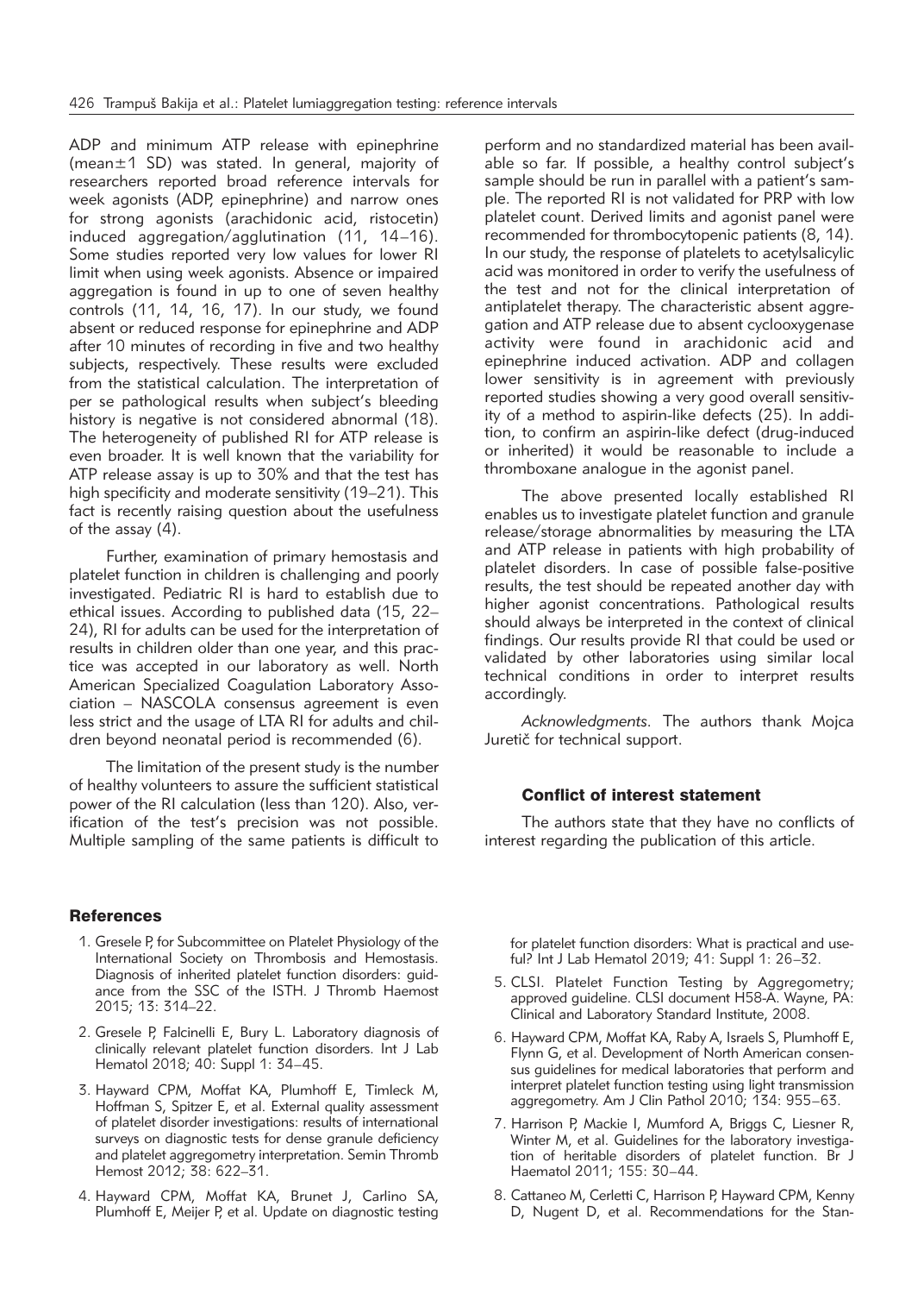ADP and minimum ATP release with epinephrine (mean±1 SD) was stated. In general, majority of researchers reported broad reference intervals for week agonists (ADP, epinephrine) and narrow ones for strong agonists (arachidonic acid, ristocetin) induced aggregation/agglutination (11, 14–16). Some studies reported very low values for lower RI limit when using week agonists. Absence or impaired aggregation is found in up to one of seven healthy controls (11, 14, 16, 17). In our study, we found absent or reduced response for epinephrine and ADP after 10 minutes of recording in five and two healthy subjects, respectively. These results were excluded from the statistical calculation. The interpretation of per se pathological results when subject's bleeding history is negative is not considered abnormal (18). The heterogeneity of published RI for ATP release is even broader. It is well known that the variability for ATP release assay is up to 30% and that the test has high specificity and moderate sensitivity (19–21). This fact is recently raising question about the usefulness of the assay (4).

Further, examination of primary hemostasis and platelet function in children is challenging and poorly investigated. Pediatric RI is hard to establish due to ethical issues. According to published data (15, 22–24), RI for adults can be used for the interpretation of results in children older than one year, and this practice was accepted in our laboratory as well. North American Specialized Coagulation Laboratory Association – NASCOLA consensus agreement is even less strict and the usage of LTA RI for adults and children beyond neonatal period is recommended (6).

The limitation of the present study is the number of healthy volunteers to assure the sufficient statistical power of the RI calculation (less than 120). Also, verification of the test's precision was not possible. Multiple sampling of the same patients is difficult to perform and no standardized material has been available so far. If possible, a healthy control subject's sample should be run in parallel with a patient's sample. The reported RI is not validated for PRP with low platelet count. Derived limits and agonist panel were recommended for thrombocytopenic patients (8, 14). In our study, the response of platelets to acetylsalicylic acid was monitored in order to verify the usefulness of the test and not for the clinical interpretation of antiplatelet therapy. The characteristic absent aggregation and ATP release due to absent cyclooxygenase activity were found in arachidonic acid and epinephrine induced activation. ADP and collagen lower sensitivity is in agreement with previously reported studies showing a very good overall sensitivity of a method to aspirin-like defects (25). In addition, to confirm an aspirin-like defect (drug-induced or inherited) it would be reasonable to include a thromboxane analogue in the agonist panel.

The above presented locally established RI enables us to investigate platelet function and granule release/storage abnormalities by measuring the LTA and ATP release in patients with high probability of platelet disorders. In case of possible false-positive results, the test should be repeated another day with higher agonist concentrations. Pathological results should always be interpreted in the context of clinical findings. Our results provide RI that could be used or validated by other laboratories using similar local technical conditions in order to interpret results accordingly.

*Acknowledgments.* The authors thank Mojca Juretič for technical support.

## Conflict of interest statement

The authors state that they have no conflicts of interest regarding the publication of this article.

## References

1. Gresele P, for Subcommittee on Platelet Physiology of the International Society on Thrombosis and Hemostasis. Diagnosis of inherited platelet function disorders: guidance from the SSC of the ISTH. J Thromb Haemost 2015; 13: 314–22.
2. Gresele P, Falcinelli E, Bury L. Laboratory diagnosis of clinically relevant platelet function disorders. Int J Lab Hematol 2018; 40: Suppl 1: 34–45.
3. Hayward CPM, Moffat KA, Plumhoff E, Timleck M, Hoffman S, Spitzer E, et al. External quality assessment of platelet disorder investigations: results of international surveys on diagnostic tests for dense granule deficiency and platelet aggregometry interpretation. Semin Thromb Hemost 2012; 38: 622–31.
4. Hayward CPM, Moffat KA, Brunet J, Carlino SA, Plumhoff E, Meijer P, et al. Update on diagnostic testing for platelet function disorders: What is practical and useful? Int J Lab Hematol 2019; 41: Suppl 1: 26–32.
5. CLSI. Platelet Function Testing by Aggregometry; approved guideline. CLSI document H58-A. Wayne, PA: Clinical and Laboratory Standard Institute, 2008.
6. Hayward CPM, Moffat KA, Raby A, Israels S, Plumhoff E, Flynn G, et al. Development of North American consensus guidelines for medical laboratories that perform and interpret platelet function testing using light transmission aggregometry. Am J Clin Pathol 2010; 134: 955–63.
7. Harrison P, Mackie I, Mumford A, Briggs C, Liesner R, Winter M, et al. Guidelines for the laboratory investigation of heritable disorders of platelet function. Br J Haematol 2011; 155: 30–44.
8. Cattaneo M, Cerletti C, Harrison P, Hayward CPM, Kenny D, Nugent D, et al. Recommendations for the Stan-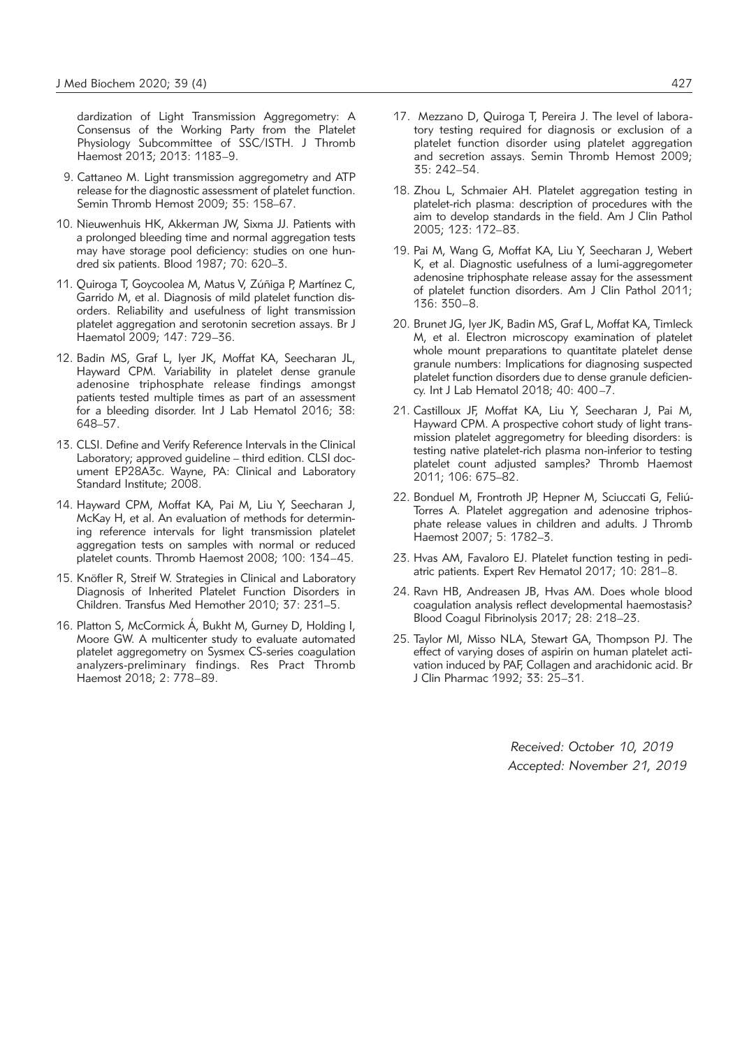dardization of Light Transmission Aggregometry: A Consensus of the Working Party from the Platelet Physiology Subcommittee of SSC/ISTH. J Thromb Haemost 2013; 2013: 1183–9.

9. Cattaneo M. Light transmission aggregometry and ATP release for the diagnostic assessment of platelet function. Semin Thromb Hemost 2009; 35: 158–67.
10. Nieuwenhuis HK, Akkerman JW, Sixma JJ. Patients with a prolonged bleeding time and normal aggregation tests may have storage pool deficiency: studies on one hundred six patients. Blood 1987; 70: 620–3.
11. Quiroga T, Goycoolea M, Matus V, Zúñiga P, Martínez C, Garrido M, et al. Diagnosis of mild platelet function disorders. Reliability and usefulness of light transmission platelet aggregation and serotonin secretion assays. Br J Haematol 2009; 147: 729–36.
12. Badin MS, Graf L, Iyer JK, Moffat KA, Seecharan JL, Hayward CPM. Variability in platelet dense granule adenosine triphosphate release findings amongst patients tested multiple times as part of an assessment for a bleeding disorder. Int J Lab Hematol 2016; 38: 648–57.
13. CLSI. Define and Verify Reference Intervals in the Clinical Laboratory; approved guideline – third edition. CLSI document EP28A3c. Wayne, PA: Clinical and Laboratory Standard Institute; 2008.
14. Hayward CPM, Moffat KA, Pai M, Liu Y, Seecharan J, McKay H, et al. An evaluation of methods for determining reference intervals for light transmission platelet aggregation tests on samples with normal or reduced platelet counts. Thromb Haemost 2008; 100: 134–45.
15. Knöfler R, Streif W. Strategies in Clinical and Laboratory Diagnosis of Inherited Platelet Function Disorders in Children. Transfus Med Hemother 2010; 37: 231–5.
16. Platton S, McCormick Á, Bukht M, Gurney D, Holding I, Moore GW. A multicenter study to evaluate automated platelet aggregometry on Sysmex CS-series coagulation analyzers-preliminary findings. Res Pract Thromb Haemost 2018; 2: 778–89.
17. Mezzano D, Quiroga T, Pereira J. The level of laboratory testing required for diagnosis or exclusion of a platelet function disorder using platelet aggregation and secretion assays. Semin Thromb Hemost 2009; 35: 242–54.
18. Zhou L, Schmaier AH. Platelet aggregation testing in platelet-rich plasma: description of procedures with the aim to develop standards in the field. Am J Clin Pathol 2005; 123: 172–83.
19. Pai M, Wang G, Moffat KA, Liu Y, Seecharan J, Webert K, et al. Diagnostic usefulness of a lumi-aggregometer adenosine triphosphate release assay for the assessment of platelet function disorders. Am J Clin Pathol 2011; 136: 350–8.
20. Brunet JG, Iyer JK, Badin MS, Graf L, Moffat KA, Timleck M, et al. Electron microscopy examination of platelet whole mount preparations to quantitate platelet dense granule numbers: Implications for diagnosing suspected platelet function disorders due to dense granule deficiency. Int J Lab Hematol 2018; 40: 400–7.
21. Castilloux JF, Moffat KA, Liu Y, Seecharan J, Pai M, Hayward CPM. A prospective cohort study of light transmission platelet aggregometry for bleeding disorders: is testing native platelet-rich plasma non-inferior to testing platelet count adjusted samples? Thromb Haemost 2011; 106: 675–82.
22. Bonduel M, Frontroth JP, Hepner M, Sciuccati G, Feliú-Torres A. Platelet aggregation and adenosine triphosphate release values in children and adults. J Thromb Haemost 2007; 5: 1782–3.
23. Hvas AM, Favaloro EJ. Platelet function testing in pediatric patients. Expert Rev Hematol 2017; 10: 281–8.
24. Ravn HB, Andreasen JB, Hvas AM. Does whole blood coagulation analysis reflect developmental haemostasis? Blood Coagul Fibrinolysis 2017; 28: 218–23.
25. Taylor Ml, Misso NLA, Stewart GA, Thompson PJ. The effect of varying doses of aspirin on human platelet activation induced by PAF, Collagen and arachidonic acid. Br J Clin Pharmac 1992; 33: 25–31.

*Received: October 10, 2019*
*Accepted: November 21, 2019*